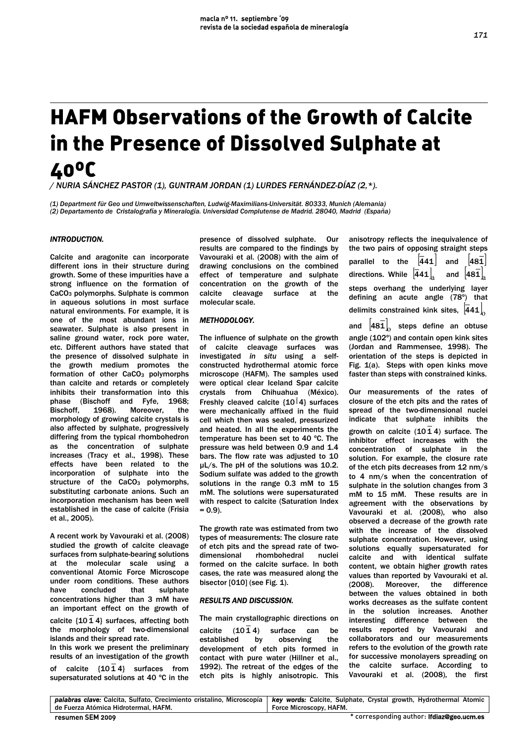# HAFM Observations of the Growth of Calcite in the Presence of Dissolved Sulphate at 40ºC

/ NURIA SÁNCHEZ PASTOR (1), GUNTRAM JORDAN (1) LURDES FERNÁNDEZ-DÍAZ (2,*).

*(1) Department für Geo und Umweltwissenschaften, Ludwig-Maximilians-Universität. 80333, Munich (Alemania)*
*(2) Departamento de Cristalografía y Mineralogía. Universidad Complutense de Madrid. 28040, Madrid (España)*

### INTRODUCTION.

Calcite and aragonite can incorporate different ions in their structure during growth. Some of these impurities have a strong influence on the formation of $CaCO_3$ polymorphs. Sulphate is common in aqueous solutions in most surface natural environments. For example, it is one of the most abundant ions in seawater. Sulphate is also present in saline ground water, rock pore water, etc. Different authors have stated that the presence of dissolved sulphate in the growth medium promotes the formation of other $CaCO_3$ polymorphs than calcite and retards or completely inhibits their transformation into this phase (Bischoff and Fyfe, 1968; Bischoff, 1968). Moreover, the morphology of growing calcite crystals is also affected by sulphate, progressively differing from the typical rhombohedron as the concentration of sulphate increases (Tracy et al., 1998). These effects have been related to the incorporation of sulphate into the structure of the $CaCO_3$ polymorphs, substituting carbonate anions. Such an incorporation mechanism has been well established in the case of calcite (Frisia et al., 2005).

A recent work by Vavouraki et al. (2008) studied the growth of calcite cleavage surfaces from sulphate-bearing solutions at the molecular scale using a conventional Atomic Force Microscope under room conditions. These authors have concluded that sulphate concentrations higher than 3 mM have an important effect on the growth of calcite $\{10\bar{1}4\}$ surfaces, affecting both the morphology of two-dimensional islands and their spread rate.

In this work we present the preliminary results of an investigation of the growth of calcite $\{10\bar{1}4\}$ surfaces from supersaturated solutions at 40 ºC in the presence of dissolved sulphate. Our results are compared to the findings by Vavouraki et al. (2008) with the aim of drawing conclusions on the combined effect of temperature and sulphate concentration on the growth of the calcite cleavage surface at the molecular scale.

### METHODOLOGY.

The influence of sulphate on the growth of calcite cleavage surfaces was investigated *in situ* using a self-constructed hydrothermal atomic force microscope (HAFM). The samples used were optical clear Iceland Spar calcite crystals from Chihuahua (México). Freshly cleaved calcite $\{10\bar{1}4\}$ surfaces were mechanically affixed in the fluid cell which then was sealed, pressurized and heated. In all the experiments the temperature has been set to 40 ºC. The pressure was held between 0.9 and 1.4 bars. The flow rate was adjusted to 10 μL/s. The pH of the solutions was 10.2. Sodium sulfate was added to the growth solutions in the range 0.3 mM to 15 mM. The solutions were supersaturated with respect to calcite (Saturation Index = 0.9).

The growth rate was estimated from two types of measurements: The closure rate of etch pits and the spread rate of two-dimensional rhombohedral nuclei formed on the calcite surface. In both cases, the rate was measured along the bisector [010] (see Fig. 1).

### RESULTS AND DISCUSSION.

The main crystallographic directions on calcite $(10\bar{1}4)$ surface can be established by observing the development of etch pits formed in contact with pure water (Hillner et al., 1992). The retreat of the edges of the etch pits is highly anisotropic. This anisotropy reflects the inequivalence of the two pairs of opposing straight steps parallel to the $[\bar{4}41]$ and $[48\bar{1}]$ directions. While $[\bar{4}41]_a$ and $[48\bar{1}]_a$ steps overhang the underlying layer defining an acute angle (78º) that delimits constrained kink sites, $[\bar{4}41]_o$ and $[48\bar{1}]_o$ steps define an obtuse angle (102º) and contain open kink sites (Jordan and Rammensee, 1998). The orientation of the steps is depicted in Fig. 1(a). Steps with open kinks move faster than steps with constrained kinks.

Our measurements of the rates of closure of the etch pits and the rates of spread of the two-dimensional nuclei indicate that sulphate inhibits the growth on calcite $(10\bar{1}4)$ surface. The inhibitor effect increases with the concentration of sulphate in the solution. For example, the closure rate of the etch pits decreases from 12 nm/s to 4 nm/s when the concentration of sulphate in the solution changes from 3 mM to 15 mM. These results are in agreement with the observations by Vavouraki et al. (2008), who also observed a decrease of the growth rate with the increase of the dissolved sulphate concentration. However, using solutions equally supersaturated for calcite and with identical sulfate content, we obtain higher growth rates values than reported by Vavouraki et al. (2008). Moreover, the difference between the values obtained in both works decreases as the sulfate content in the solution increases. Another interesting difference between the results reported by Vavouraki and collaborators and our measurements refers to the evolution of the growth rate for successive monolayers spreading on the calcite surface. According to Vavouraki et al. (2008), the first

| *palabras clave:* Calcita, Sulfato, Crecimiento cristalino, Microscopía de Fuerza Atómica Hidrotermal, HAFM. | *key words:* Calcite, Sulphate, Crystal growth, Hydrothermal Atomic Force Microscopy, HAFM. |
| --- | --- |

resumen SEM 2009

\* corresponding author: lfdiaz@geo.ucm.es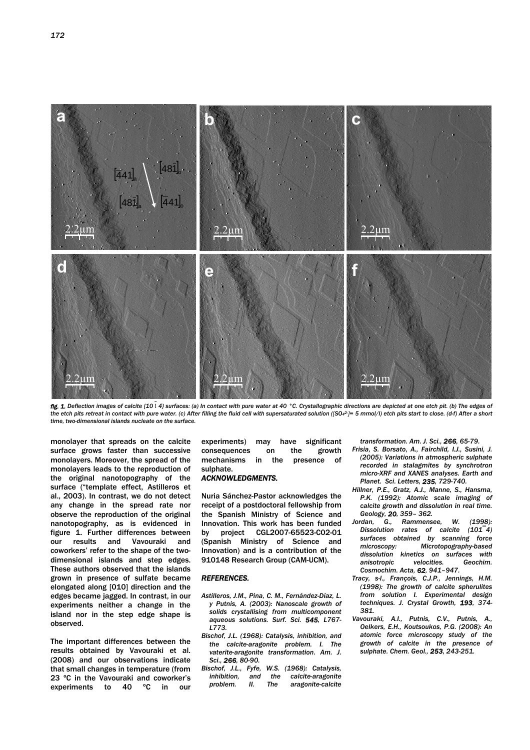*fig. 1. Deflection images of calcite (10$\bar{1}$4) surfaces: (a) In contact with pure water at 40 °C. Crystallographic directions are depicted at one etch pit. (b) The edges of the etch pits retreat in contact with pure water. (c) After filling the fluid cell with supersaturated solution ([$SO_4^{2-}$]= 5 mmol/l) etch pits start to close. (d-f) After a short time, two-dimensional islands nucleate on the surface.*

monolayer that spreads on the calcite surface grows faster than successive monolayers. Moreover, the spread of the monolayers leads to the reproduction of the original nanotopography of the surface ("template effect, Astilleros et al., 2003). In contrast, we do not detect any change in the spread rate nor observe the reproduction of the original nanotopography, as is evidenced in figure 1. Further differences between our results and Vavouraki and coworkers' refer to the shape of the two-dimensional islands and step edges. These authors observed that the islands grown in presence of sulfate became elongated along [010] direction and the edges became jagged. In contrast, in our experiments neither a change in the island nor in the step edge shape is observed.

The important differences between the results obtained by Vavouraki et al. (2008) and our observations indicate that small changes in temperature (from 23 ºC in the Vavouraki and coworker's experiments to 40 ºC in our experiments) may have significant consequences on the growth mechanisms in the presence of sulphate.

## *ACKNOWLEDGMENTS.*

Nuria Sánchez-Pastor acknowledges the receipt of a postdoctoral fellowship from the Spanish Ministry of Science and Innovation. This work has been funded by project CGL2007-65523-C02-01 (Spanish Ministry of Science and Innovation) and is a contribution of the 910148 Research Group (CAM-UCM).

## *REFERENCES.*

*Astilleros, J.M., Pina, C. M., Fernández-Díaz, L. y Putnis, A. (2003): Nanoscale growth of solids crystallising from multicomponent aqueous solutions. Surf. Sci.* ***545****, L767-L773.*

*Bischof, J.L. (1968): Catalysis, inhibition, and the calcite-aragonite problem. I. The vaterite-aragonite transformation. Am. J. Sci.,* ***266****, 80-90.*

*Bischof, J.L., Fyfe, W.S. (1968): Catalysis, inhibition, and the calcite-aragonite problem. II. The aragonite-calcite transformation. Am. J. Sci.,* ***266****, 65-79.*

*Frisia, S. Borsato, A., Fairchild, I.J., Susini, J. (2005): Variations in atmospheric sulphate recorded in stalagmites by synchrotron micro-XRF and XANES analyses. Earth and Planet. Sci. Letters,* ***235****, 729-740.*

*Hillner, P.E., Gratz, A.J., Manne, S., Hansma, P.K. (1992): Atomic scale imaging of calcite growth and dissolution in real time. Geology,* ***20****, 359– 362.*

*Jordan, G., Rammensee, W. (1998): Dissolution rates of calcite (10$\bar{1}$4) surfaces obtained by scanning force microscopy: Microtopography-based dissolution kinetics on surfaces with anisotropic velocities. Geochim. Cosmochim. Acta,* ***62****, 941–947.*

*Tracy, s-l., François, C.J.P., Jennings, H.M. (1998): The growth of calcite spherulites from solution I. Experimental design techniques. J. Crystal Growth,* ***193****, 374-381.*

*Vavouraki, A.I., Putnis, C.V., Putnis, A., Oelkers, E.H., Koutsoukos, P.G. (2008): An atomic force microscopy study of the growth of calcite in the presence of sulphate. Chem. Geol.,* ***253****, 243-251.*